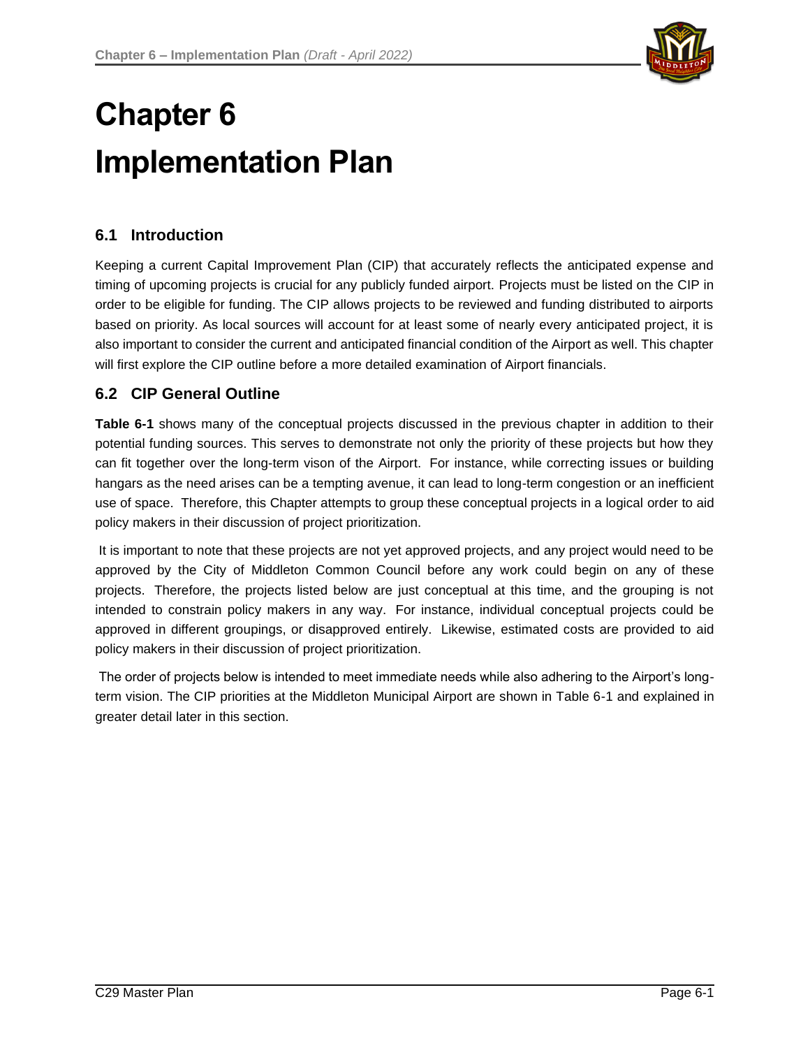# Chapter 6

# Implementation Plan

## 6.1 Introduction

Keeping a current Capital Improvement Plan (CIP) that accurately reflects the anticipated expense and timing of upcoming projects is crucial for any publicly funded airport. Projects must be listed on the CIP in order to be eligible for funding. The CIP allows projects to be reviewed and funding distributed to airports based on priority. As local sources will account for at least some of nearly every anticipated project, it is also important to consider the current and anticipated financial condition of the Airport as well. This chapter will first explore the CIP outline before a more detailed examination of Airport financials.

## 6.2 CIP General Outline

**Table 6-1** shows many of the conceptual projects discussed in the previous chapter in addition to their potential funding sources. This serves to demonstrate not only the priority of these projects but how they can fit together over the long-term vison of the Airport. For instance, while correcting issues or building hangars as the need arises can be a tempting avenue, it can lead to long-term congestion or an inefficient use of space. Therefore, this Chapter attempts to group these conceptual projects in a logical order to aid policy makers in their discussion of project prioritization.

It is important to note that these projects are not yet approved projects, and any project would need to be approved by the City of Middleton Common Council before any work could begin on any of these projects. Therefore, the projects listed below are just conceptual at this time, and the grouping is not intended to constrain policy makers in any way. For instance, individual conceptual projects could be approved in different groupings, or disapproved entirely. Likewise, estimated costs are provided to aid policy makers in their discussion of project prioritization.

The order of projects below is intended to meet immediate needs while also adhering to the Airport's long-term vision. The CIP priorities at the Middleton Municipal Airport are shown in Table 6-1 and explained in greater detail later in this section.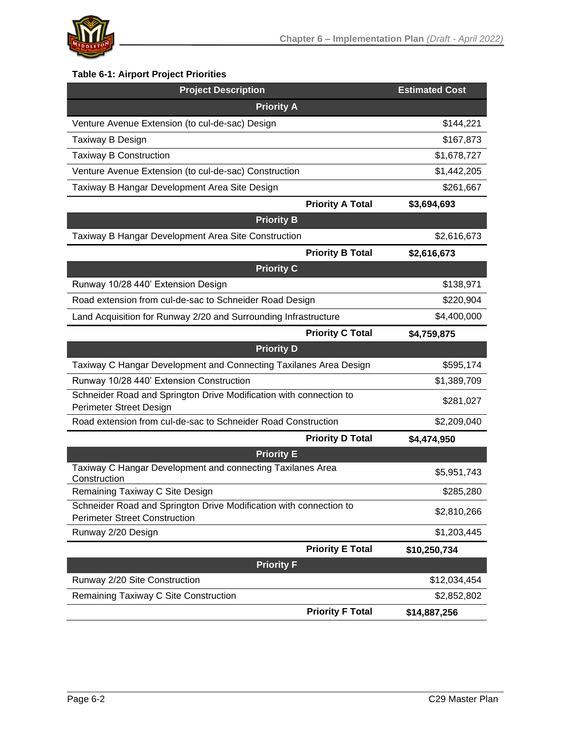**Table 6-1: Airport Project Priorities**

| Project Description | Estimated Cost |
|---|---|
| **Priority A** | |
| Venture Avenue Extension (to cul-de-sac) Design | $144,221 |
| Taxiway B Design | $167,873 |
| Taxiway B Construction | $1,678,727 |
| Venture Avenue Extension (to cul-de-sac) Construction | $1,442,205 |
| Taxiway B Hangar Development Area Site Design | $261,667 |
| **Priority A Total** | **$3,694,693** |
| **Priority B** | |
| Taxiway B Hangar Development Area Site Construction | $2,616,673 |
| **Priority B Total** | **$2,616,673** |
| **Priority C** | |
| Runway 10/28 440' Extension Design | $138,971 |
| Road extension from cul-de-sac to Schneider Road Design | $220,904 |
| Land Acquisition for Runway 2/20 and Surrounding Infrastructure | $4,400,000 |
| **Priority C Total** | **$4,759,875** |
| **Priority D** | |
| Taxiway C Hangar Development and Connecting Taxilanes Area Design | $595,174 |
| Runway 10/28 440' Extension Construction | $1,389,709 |
| Schneider Road and Springton Drive Modification with connection to Perimeter Street Design | $281,027 |
| Road extension from cul-de-sac to Schneider Road Construction | $2,209,040 |
| **Priority D Total** | **$4,474,950** |
| **Priority E** | |
| Taxiway C Hangar Development and connecting Taxilanes Area Construction | $5,951,743 |
| Remaining Taxiway C Site Design | $285,280 |
| Schneider Road and Springton Drive Modification with connection to Perimeter Street Construction | $2,810,266 |
| Runway 2/20 Design | $1,203,445 |
| **Priority E Total** | **$10,250,734** |
| **Priority F** | |
| Runway 2/20 Site Construction | $12,034,454 |
| Remaining Taxiway C Site Construction | $2,852,802 |
| **Priority F Total** | **$14,887,256** |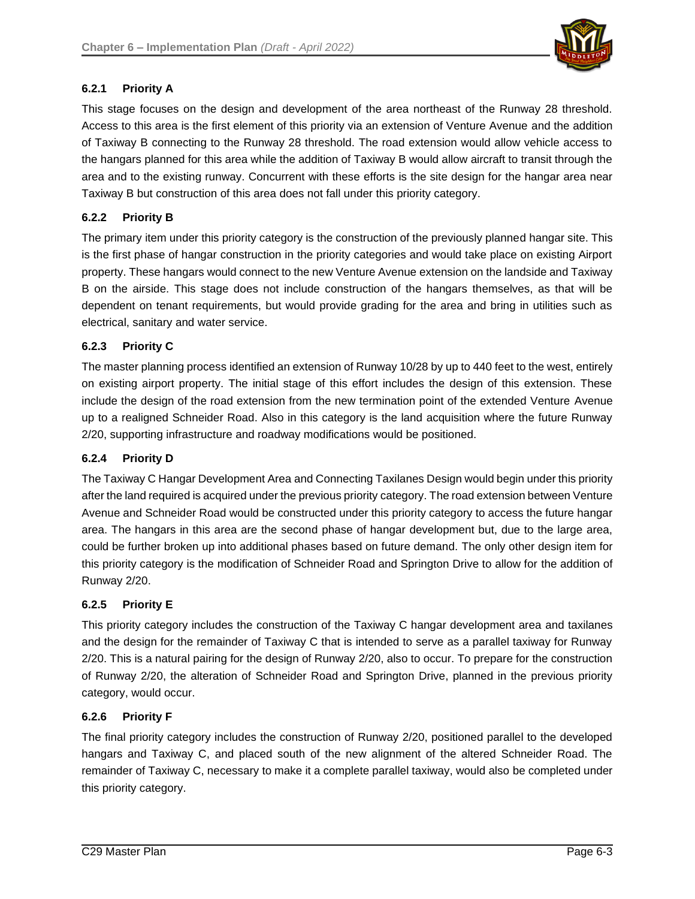### 6.2.1 Priority A

This stage focuses on the design and development of the area northeast of the Runway 28 threshold. Access to this area is the first element of this priority via an extension of Venture Avenue and the addition of Taxiway B connecting to the Runway 28 threshold. The road extension would allow vehicle access to the hangars planned for this area while the addition of Taxiway B would allow aircraft to transit through the area and to the existing runway. Concurrent with these efforts is the site design for the hangar area near Taxiway B but construction of this area does not fall under this priority category.

### 6.2.2 Priority B

The primary item under this priority category is the construction of the previously planned hangar site. This is the first phase of hangar construction in the priority categories and would take place on existing Airport property. These hangars would connect to the new Venture Avenue extension on the landside and Taxiway B on the airside. This stage does not include construction of the hangars themselves, as that will be dependent on tenant requirements, but would provide grading for the area and bring in utilities such as electrical, sanitary and water service.

### 6.2.3 Priority C

The master planning process identified an extension of Runway 10/28 by up to 440 feet to the west, entirely on existing airport property. The initial stage of this effort includes the design of this extension. These include the design of the road extension from the new termination point of the extended Venture Avenue up to a realigned Schneider Road. Also in this category is the land acquisition where the future Runway 2/20, supporting infrastructure and roadway modifications would be positioned.

### 6.2.4 Priority D

The Taxiway C Hangar Development Area and Connecting Taxilanes Design would begin under this priority after the land required is acquired under the previous priority category. The road extension between Venture Avenue and Schneider Road would be constructed under this priority category to access the future hangar area. The hangars in this area are the second phase of hangar development but, due to the large area, could be further broken up into additional phases based on future demand. The only other design item for this priority category is the modification of Schneider Road and Springton Drive to allow for the addition of Runway 2/20.

### 6.2.5 Priority E

This priority category includes the construction of the Taxiway C hangar development area and taxilanes and the design for the remainder of Taxiway C that is intended to serve as a parallel taxiway for Runway 2/20. This is a natural pairing for the design of Runway 2/20, also to occur. To prepare for the construction of Runway 2/20, the alteration of Schneider Road and Springton Drive, planned in the previous priority category, would occur.

### 6.2.6 Priority F

The final priority category includes the construction of Runway 2/20, positioned parallel to the developed hangars and Taxiway C, and placed south of the new alignment of the altered Schneider Road. The remainder of Taxiway C, necessary to make it a complete parallel taxiway, would also be completed under this priority category.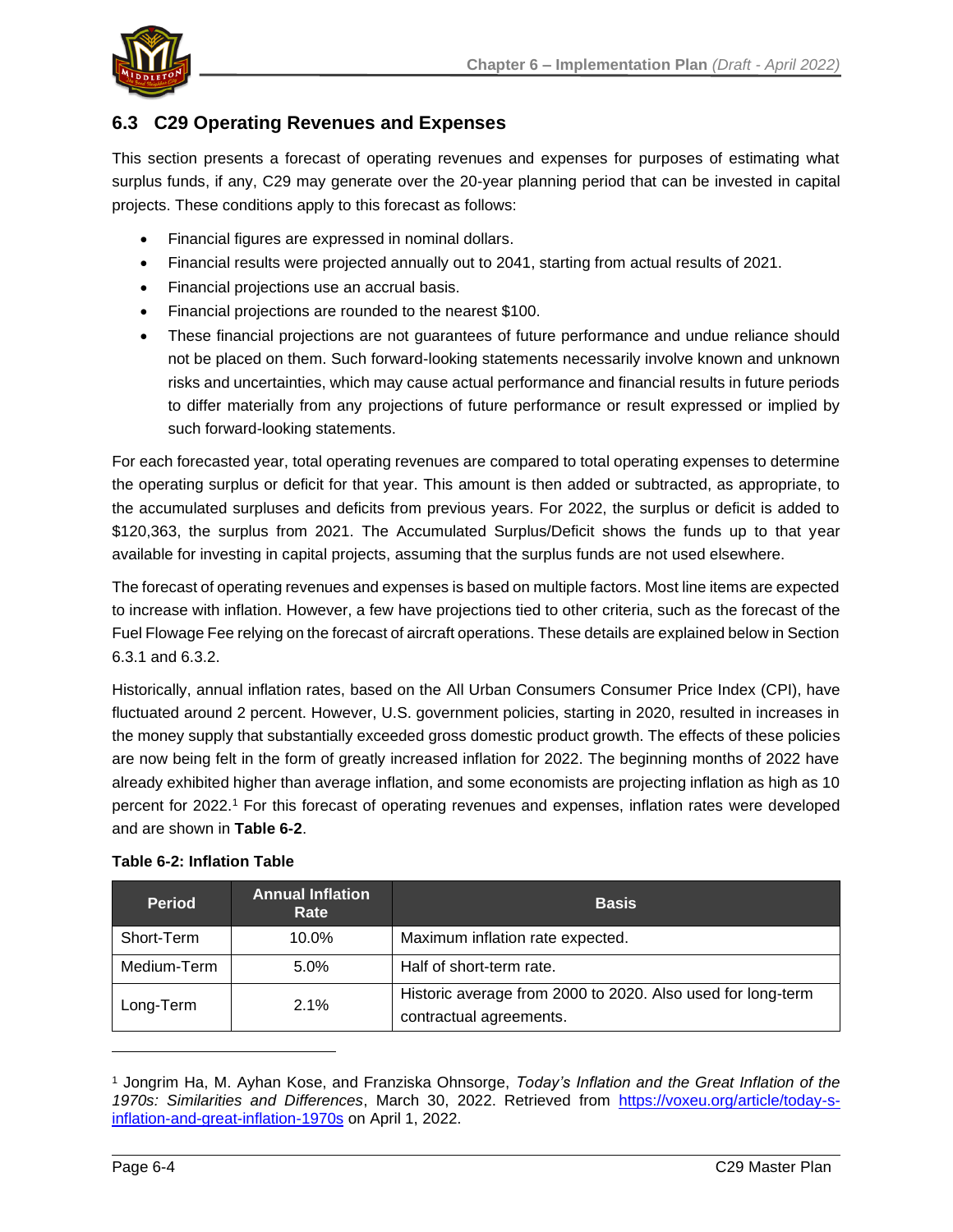## 6.3 C29 Operating Revenues and Expenses

This section presents a forecast of operating revenues and expenses for purposes of estimating what surplus funds, if any, C29 may generate over the 20-year planning period that can be invested in capital projects. These conditions apply to this forecast as follows:

- Financial figures are expressed in nominal dollars.
- Financial results were projected annually out to 2041, starting from actual results of 2021.
- Financial projections use an accrual basis.
- Financial projections are rounded to the nearest $100.
- These financial projections are not guarantees of future performance and undue reliance should not be placed on them. Such forward-looking statements necessarily involve known and unknown risks and uncertainties, which may cause actual performance and financial results in future periods to differ materially from any projections of future performance or result expressed or implied by such forward-looking statements.

For each forecasted year, total operating revenues are compared to total operating expenses to determine the operating surplus or deficit for that year. This amount is then added or subtracted, as appropriate, to the accumulated surpluses and deficits from previous years. For 2022, the surplus or deficit is added to $120,363, the surplus from 2021. The Accumulated Surplus/Deficit shows the funds up to that year available for investing in capital projects, assuming that the surplus funds are not used elsewhere.

The forecast of operating revenues and expenses is based on multiple factors. Most line items are expected to increase with inflation. However, a few have projections tied to other criteria, such as the forecast of the Fuel Flowage Fee relying on the forecast of aircraft operations. These details are explained below in Section 6.3.1 and 6.3.2.

Historically, annual inflation rates, based on the All Urban Consumers Consumer Price Index (CPI), have fluctuated around 2 percent. However, U.S. government policies, starting in 2020, resulted in increases in the money supply that substantially exceeded gross domestic product growth. The effects of these policies are now being felt in the form of greatly increased inflation for 2022. The beginning months of 2022 have already exhibited higher than average inflation, and some economists are projecting inflation as high as 10 percent for 2022.[1] For this forecast of operating revenues and expenses, inflation rates were developed and are shown in **Table 6-2**.

**Table 6-2: Inflation Table**

| Period | Annual Inflation Rate | Basis |
|---|---|---|
| Short-Term | 10.0% | Maximum inflation rate expected. |
| Medium-Term | 5.0% | Half of short-term rate. |
| Long-Term | 2.1% | Historic average from 2000 to 2020. Also used for long-term contractual agreements. |

[1] Jongrim Ha, M. Ayhan Kose, and Franziska Ohnsorge, *Today's Inflation and the Great Inflation of the 1970s: Similarities and Differences*, March 30, 2022. Retrieved from https://voxeu.org/article/today-s-inflation-and-great-inflation-1970s on April 1, 2022.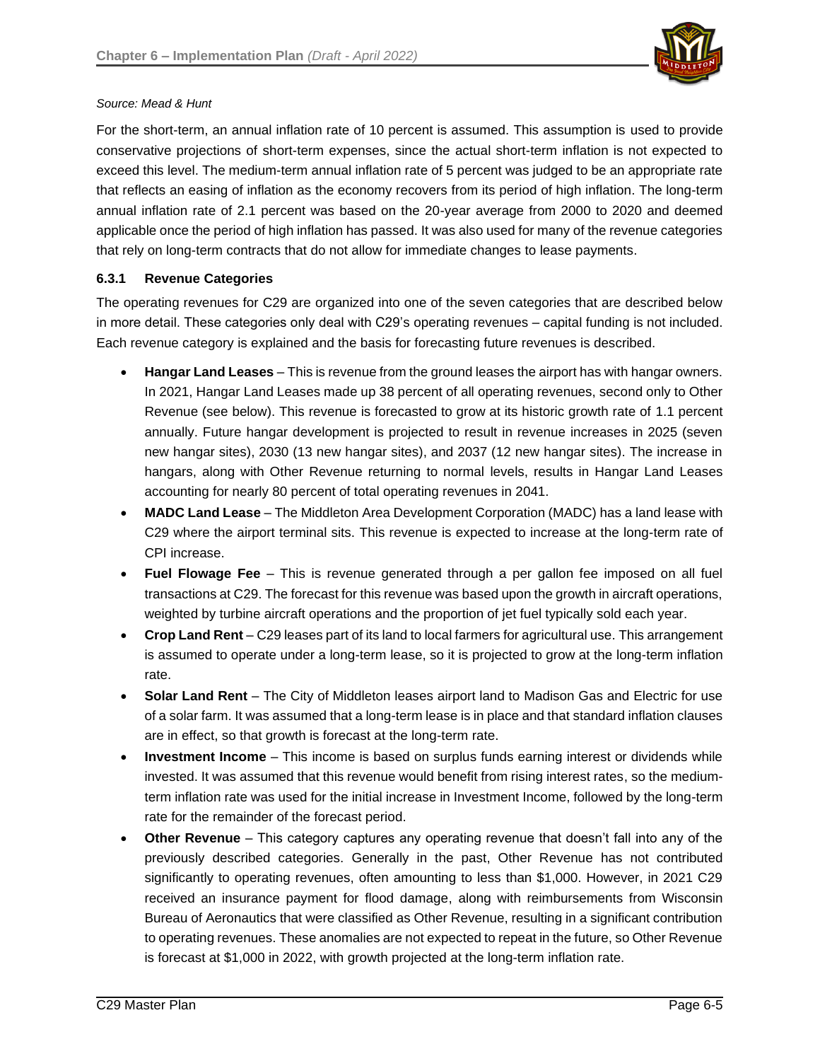*Source: Mead & Hunt*

For the short-term, an annual inflation rate of 10 percent is assumed. This assumption is used to provide conservative projections of short-term expenses, since the actual short-term inflation is not expected to exceed this level. The medium-term annual inflation rate of 5 percent was judged to be an appropriate rate that reflects an easing of inflation as the economy recovers from its period of high inflation. The long-term annual inflation rate of 2.1 percent was based on the 20-year average from 2000 to 2020 and deemed applicable once the period of high inflation has passed. It was also used for many of the revenue categories that rely on long-term contracts that do not allow for immediate changes to lease payments.

### 6.3.1 Revenue Categories

The operating revenues for C29 are organized into one of the seven categories that are described below in more detail. These categories only deal with C29's operating revenues – capital funding is not included. Each revenue category is explained and the basis for forecasting future revenues is described.

- **Hangar Land Leases** – This is revenue from the ground leases the airport has with hangar owners. In 2021, Hangar Land Leases made up 38 percent of all operating revenues, second only to Other Revenue (see below). This revenue is forecasted to grow at its historic growth rate of 1.1 percent annually. Future hangar development is projected to result in revenue increases in 2025 (seven new hangar sites), 2030 (13 new hangar sites), and 2037 (12 new hangar sites). The increase in hangars, along with Other Revenue returning to normal levels, results in Hangar Land Leases accounting for nearly 80 percent of total operating revenues in 2041.
- **MADC Land Lease** – The Middleton Area Development Corporation (MADC) has a land lease with C29 where the airport terminal sits. This revenue is expected to increase at the long-term rate of CPI increase.
- **Fuel Flowage Fee** – This is revenue generated through a per gallon fee imposed on all fuel transactions at C29. The forecast for this revenue was based upon the growth in aircraft operations, weighted by turbine aircraft operations and the proportion of jet fuel typically sold each year.
- **Crop Land Rent** – C29 leases part of its land to local farmers for agricultural use. This arrangement is assumed to operate under a long-term lease, so it is projected to grow at the long-term inflation rate.
- **Solar Land Rent** – The City of Middleton leases airport land to Madison Gas and Electric for use of a solar farm. It was assumed that a long-term lease is in place and that standard inflation clauses are in effect, so that growth is forecast at the long-term rate.
- **Investment Income** – This income is based on surplus funds earning interest or dividends while invested. It was assumed that this revenue would benefit from rising interest rates, so the medium-term inflation rate was used for the initial increase in Investment Income, followed by the long-term rate for the remainder of the forecast period.
- **Other Revenue** – This category captures any operating revenue that doesn't fall into any of the previously described categories. Generally in the past, Other Revenue has not contributed significantly to operating revenues, often amounting to less than $1,000. However, in 2021 C29 received an insurance payment for flood damage, along with reimbursements from Wisconsin Bureau of Aeronautics that were classified as Other Revenue, resulting in a significant contribution to operating revenues. These anomalies are not expected to repeat in the future, so Other Revenue is forecast at $1,000 in 2022, with growth projected at the long-term inflation rate.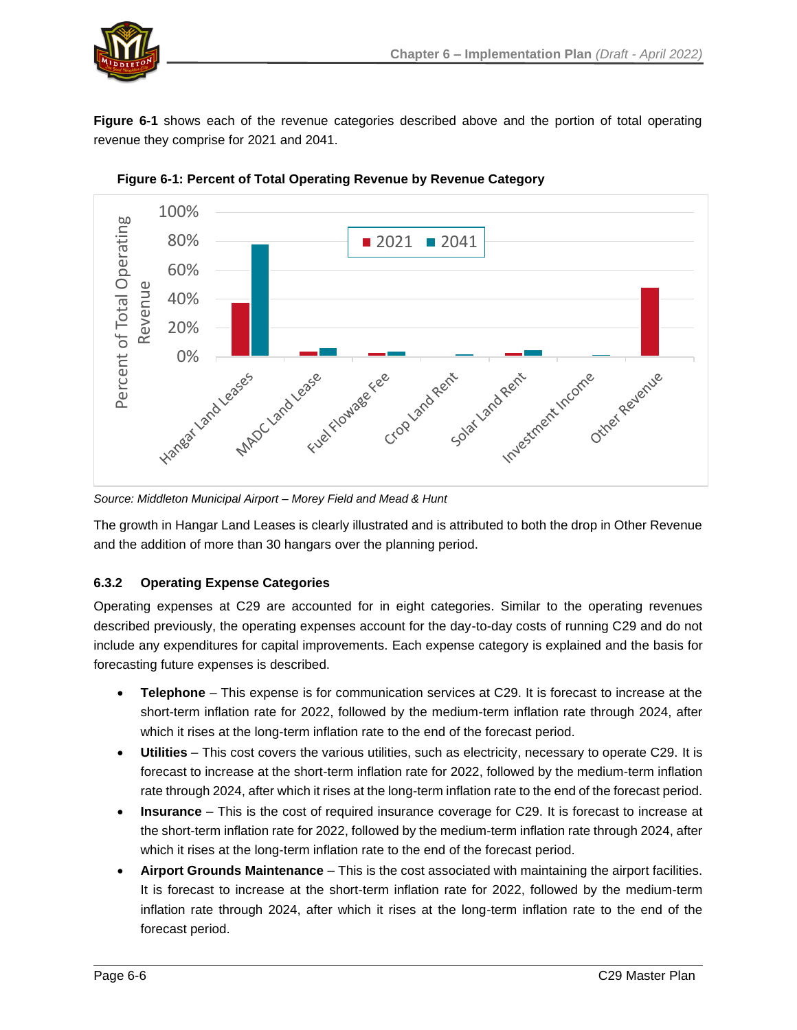**Figure 6-1** shows each of the revenue categories described above and the portion of total operating revenue they comprise for 2021 and 2041.

**Figure 6-1: Percent of Total Operating Revenue by Revenue Category**

*Source: Middleton Municipal Airport – Morey Field and Mead & Hunt*

The growth in Hangar Land Leases is clearly illustrated and is attributed to both the drop in Other Revenue and the addition of more than 30 hangars over the planning period.

### 6.3.2 Operating Expense Categories

Operating expenses at C29 are accounted for in eight categories. Similar to the operating revenues described previously, the operating expenses account for the day-to-day costs of running C29 and do not include any expenditures for capital improvements. Each expense category is explained and the basis for forecasting future expenses is described.

- **Telephone** – This expense is for communication services at C29. It is forecast to increase at the short-term inflation rate for 2022, followed by the medium-term inflation rate through 2024, after which it rises at the long-term inflation rate to the end of the forecast period.
- **Utilities** – This cost covers the various utilities, such as electricity, necessary to operate C29. It is forecast to increase at the short-term inflation rate for 2022, followed by the medium-term inflation rate through 2024, after which it rises at the long-term inflation rate to the end of the forecast period.
- **Insurance** – This is the cost of required insurance coverage for C29. It is forecast to increase at the short-term inflation rate for 2022, followed by the medium-term inflation rate through 2024, after which it rises at the long-term inflation rate to the end of the forecast period.
- **Airport Grounds Maintenance** – This is the cost associated with maintaining the airport facilities. It is forecast to increase at the short-term inflation rate for 2022, followed by the medium-term inflation rate through 2024, after which it rises at the long-term inflation rate to the end of the forecast period.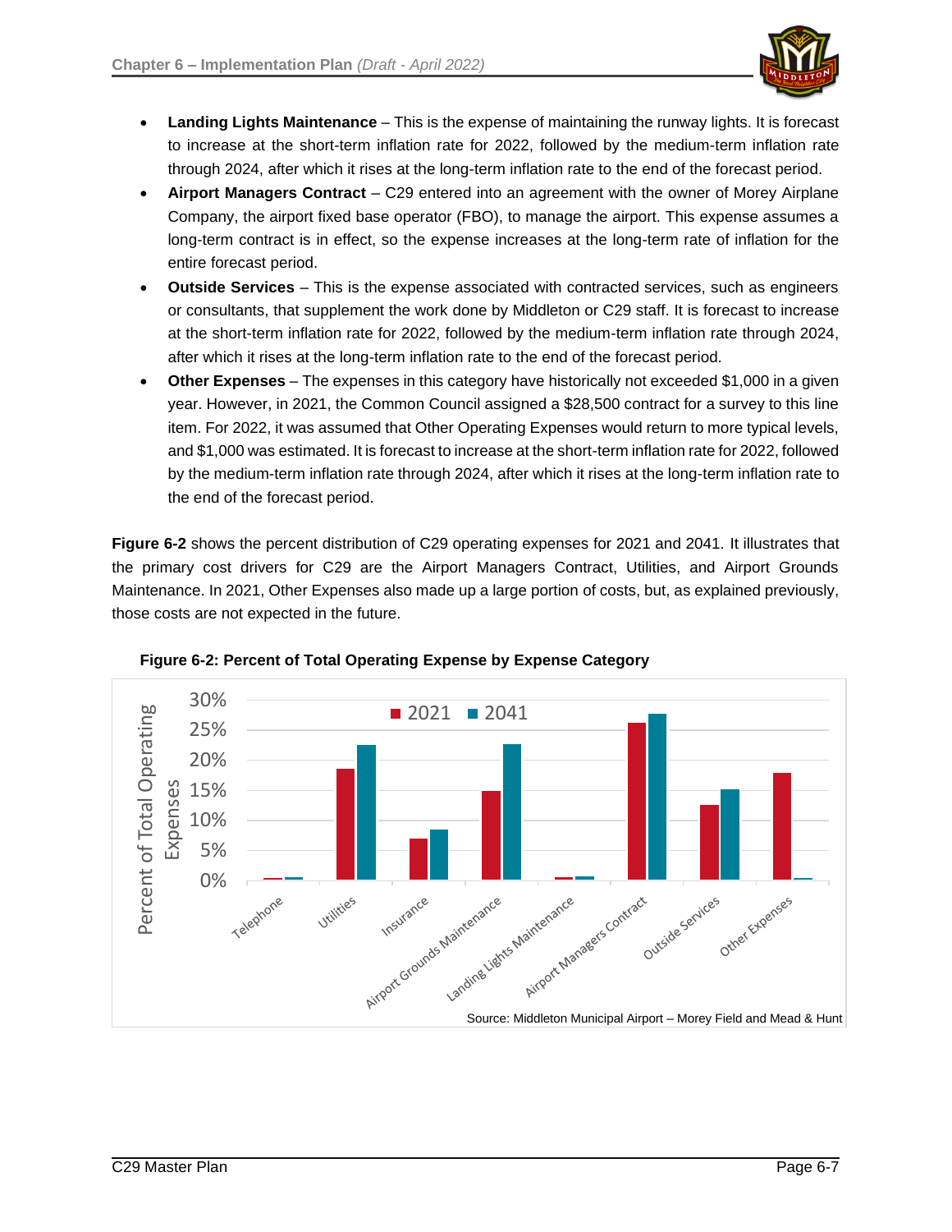- **Landing Lights Maintenance** – This is the expense of maintaining the runway lights. It is forecast to increase at the short-term inflation rate for 2022, followed by the medium-term inflation rate through 2024, after which it rises at the long-term inflation rate to the end of the forecast period.
- **Airport Managers Contract** – C29 entered into an agreement with the owner of Morey Airplane Company, the airport fixed base operator (FBO), to manage the airport. This expense assumes a long-term contract is in effect, so the expense increases at the long-term rate of inflation for the entire forecast period.
- **Outside Services** – This is the expense associated with contracted services, such as engineers or consultants, that supplement the work done by Middleton or C29 staff. It is forecast to increase at the short-term inflation rate for 2022, followed by the medium-term inflation rate through 2024, after which it rises at the long-term inflation rate to the end of the forecast period.
- **Other Expenses** – The expenses in this category have historically not exceeded $1,000 in a given year. However, in 2021, the Common Council assigned a $28,500 contract for a survey to this line item. For 2022, it was assumed that Other Operating Expenses would return to more typical levels, and $1,000 was estimated. It is forecast to increase at the short-term inflation rate for 2022, followed by the medium-term inflation rate through 2024, after which it rises at the long-term inflation rate to the end of the forecast period.

**Figure 6-2** shows the percent distribution of C29 operating expenses for 2021 and 2041. It illustrates that the primary cost drivers for C29 are the Airport Managers Contract, Utilities, and Airport Grounds Maintenance. In 2021, Other Expenses also made up a large portion of costs, but, as explained previously, those costs are not expected in the future.

**Figure 6-2: Percent of Total Operating Expense by Expense Category**

Source: Middleton Municipal Airport – Morey Field and Mead & Hunt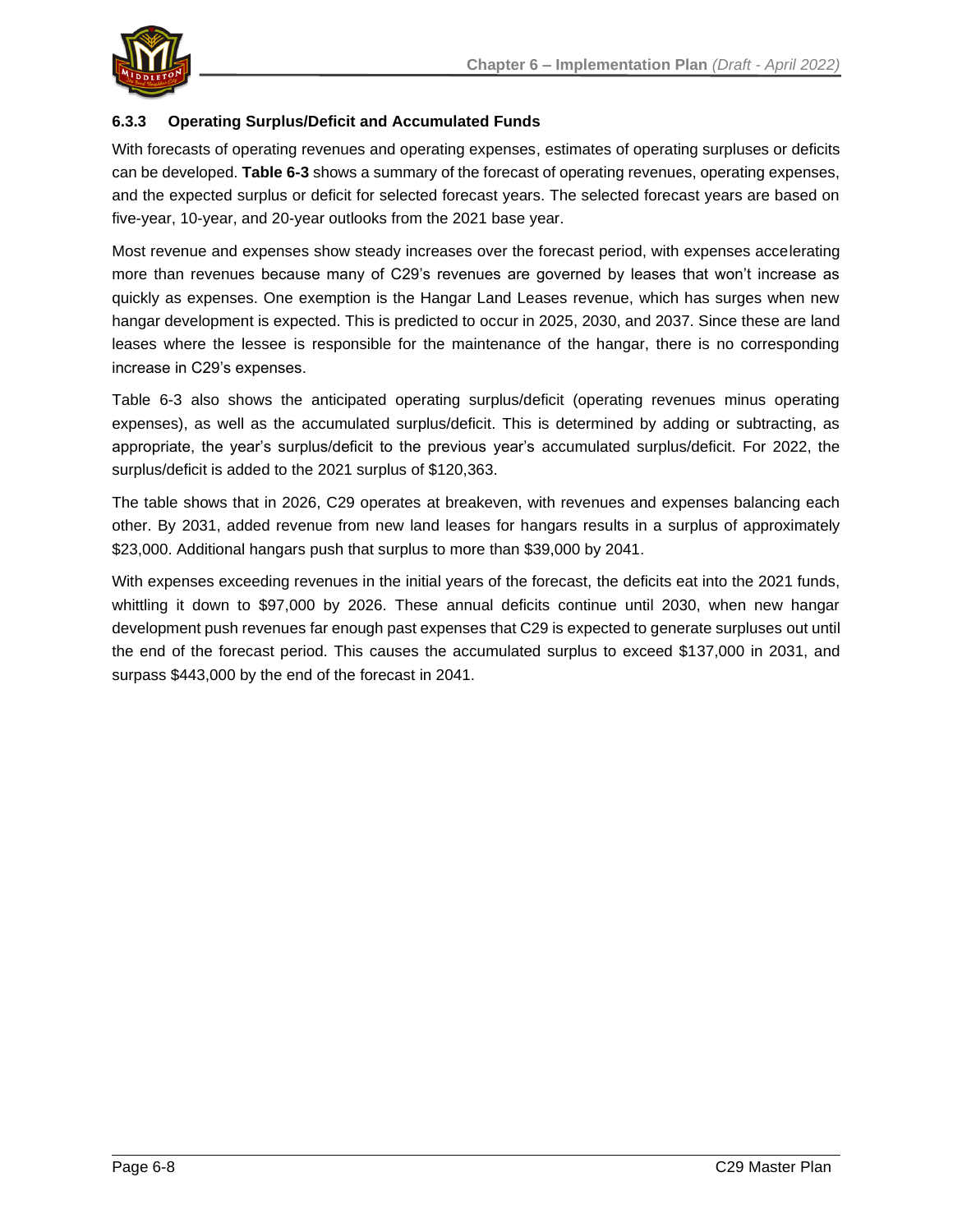### 6.3.3 Operating Surplus/Deficit and Accumulated Funds

With forecasts of operating revenues and operating expenses, estimates of operating surpluses or deficits can be developed. **Table 6-3** shows a summary of the forecast of operating revenues, operating expenses, and the expected surplus or deficit for selected forecast years. The selected forecast years are based on five-year, 10-year, and 20-year outlooks from the 2021 base year.

Most revenue and expenses show steady increases over the forecast period, with expenses accelerating more than revenues because many of C29's revenues are governed by leases that won't increase as quickly as expenses. One exemption is the Hangar Land Leases revenue, which has surges when new hangar development is expected. This is predicted to occur in 2025, 2030, and 2037. Since these are land leases where the lessee is responsible for the maintenance of the hangar, there is no corresponding increase in C29's expenses.

Table 6-3 also shows the anticipated operating surplus/deficit (operating revenues minus operating expenses), as well as the accumulated surplus/deficit. This is determined by adding or subtracting, as appropriate, the year's surplus/deficit to the previous year's accumulated surplus/deficit. For 2022, the surplus/deficit is added to the 2021 surplus of $120,363.

The table shows that in 2026, C29 operates at breakeven, with revenues and expenses balancing each other. By 2031, added revenue from new land leases for hangars results in a surplus of approximately $23,000. Additional hangars push that surplus to more than $39,000 by 2041.

With expenses exceeding revenues in the initial years of the forecast, the deficits eat into the 2021 funds, whittling it down to $97,000 by 2026. These annual deficits continue until 2030, when new hangar development push revenues far enough past expenses that C29 is expected to generate surpluses out until the end of the forecast period. This causes the accumulated surplus to exceed $137,000 in 2031, and surpass $443,000 by the end of the forecast in 2041.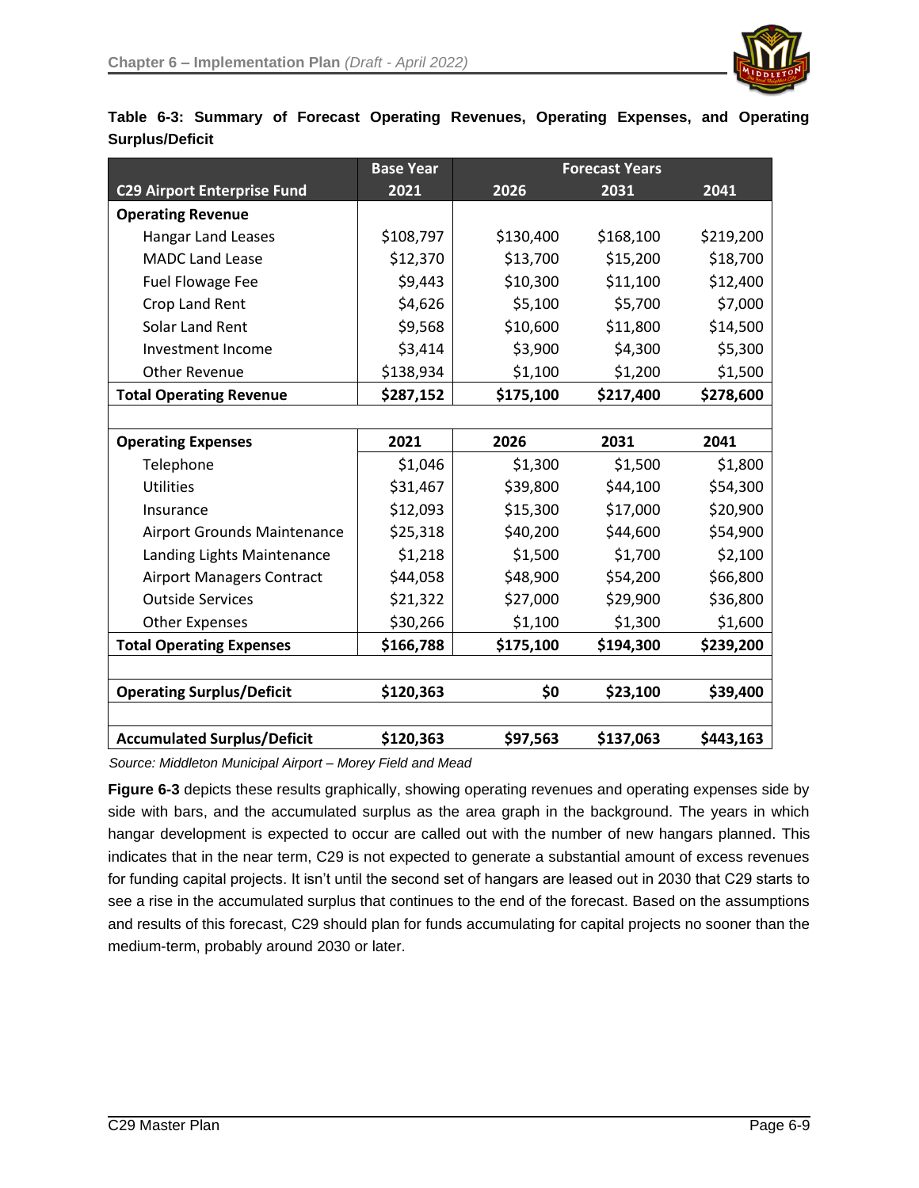**Table 6-3: Summary of Forecast Operating Revenues, Operating Expenses, and Operating Surplus/Deficit**

| C29 Airport Enterprise Fund | Base Year 2021 | Forecast Years 2026 | 2031 | 2041 |
|---|---|---|---|---|
| **Operating Revenue** | | | | |
| Hangar Land Leases | $108,797 | $130,400 | $168,100 | $219,200 |
| MADC Land Lease | $12,370 | $13,700 | $15,200 | $18,700 |
| Fuel Flowage Fee | $9,443 | $10,300 | $11,100 | $12,400 |
| Crop Land Rent | $4,626 | $5,100 | $5,700 | $7,000 |
| Solar Land Rent | $9,568 | $10,600 | $11,800 | $14,500 |
| Investment Income | $3,414 | $3,900 | $4,300 | $5,300 |
| Other Revenue | $138,934 | $1,100 | $1,200 | $1,500 |
| **Total Operating Revenue** | **$287,152** | **$175,100** | **$217,400** | **$278,600** |
| | | | | |
| **Operating Expenses** | **2021** | **2026** | **2031** | **2041** |
| Telephone | $1,046 | $1,300 | $1,500 | $1,800 |
| Utilities | $31,467 | $39,800 | $44,100 | $54,300 |
| Insurance | $12,093 | $15,300 | $17,000 | $20,900 |
| Airport Grounds Maintenance | $25,318 | $40,200 | $44,600 | $54,900 |
| Landing Lights Maintenance | $1,218 | $1,500 | $1,700 | $2,100 |
| Airport Managers Contract | $44,058 | $48,900 | $54,200 | $66,800 |
| Outside Services | $21,322 | $27,000 | $29,900 | $36,800 |
| Other Expenses | $30,266 | $1,100 | $1,300 | $1,600 |
| **Total Operating Expenses** | **$166,788** | **$175,100** | **$194,300** | **$239,200** |
| | | | | |
| **Operating Surplus/Deficit** | **$120,363** | **$0** | **$23,100** | **$39,400** |
| | | | | |
| **Accumulated Surplus/Deficit** | **$120,363** | **$97,563** | **$137,063** | **$443,163** |

*Source: Middleton Municipal Airport – Morey Field and Mead*

**Figure 6-3** depicts these results graphically, showing operating revenues and operating expenses side by side with bars, and the accumulated surplus as the area graph in the background. The years in which hangar development is expected to occur are called out with the number of new hangars planned. This indicates that in the near term, C29 is not expected to generate a substantial amount of excess revenues for funding capital projects. It isn't until the second set of hangars are leased out in 2030 that C29 starts to see a rise in the accumulated surplus that continues to the end of the forecast. Based on the assumptions and results of this forecast, C29 should plan for funds accumulating for capital projects no sooner than the medium-term, probably around 2030 or later.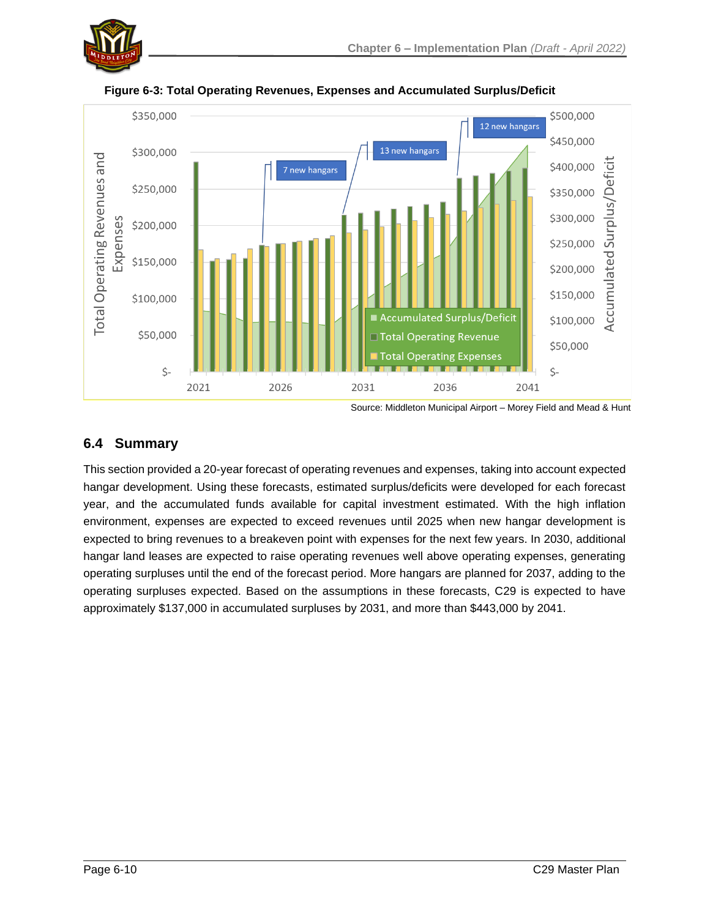**Figure 6-3: Total Operating Revenues, Expenses and Accumulated Surplus/Deficit**

Total Operating Revenues and Expenses

$350,000
$300,000
$250,000
$200,000
$150,000
$100,000
$50,000
$-

Accumulated Surplus/Deficit

$500,000
$450,000
$400,000
$350,000
$300,000
$250,000
$200,000
$150,000
$100,000
$50,000
$-

2021
2026
2031
2036
2041

7 new hangars
13 new hangars
12 new hangars

Accumulated Surplus/Deficit
Total Operating Revenue
Total Operating Expenses

Source: Middleton Municipal Airport – Morey Field and Mead & Hunt

## 6.4 Summary

This section provided a 20-year forecast of operating revenues and expenses, taking into account expected hangar development. Using these forecasts, estimated surplus/deficits were developed for each forecast year, and the accumulated funds available for capital investment estimated. With the high inflation environment, expenses are expected to exceed revenues until 2025 when new hangar development is expected to bring revenues to a breakeven point with expenses for the next few years. In 2030, additional hangar land leases are expected to raise operating revenues well above operating expenses, generating operating surpluses until the end of the forecast period. More hangars are planned for 2037, adding to the operating surpluses expected. Based on the assumptions in these forecasts, C29 is expected to have approximately $137,000 in accumulated surpluses by 2031, and more than $443,000 by 2041.